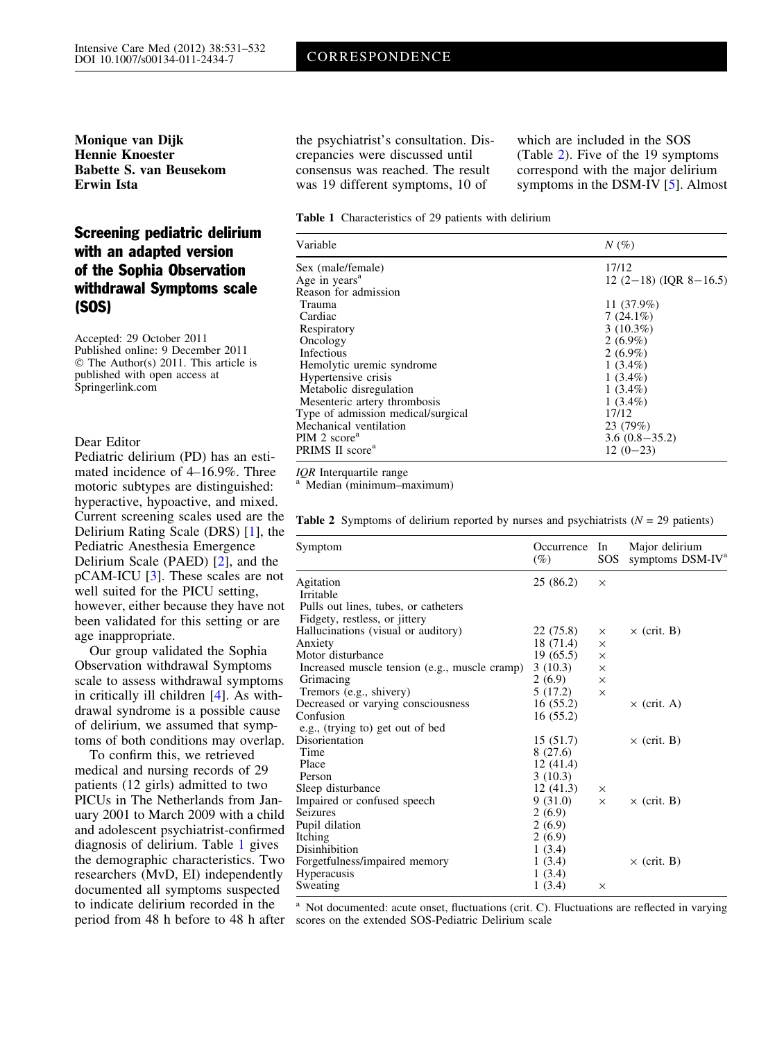CORRESPONDENCE

**Monique van Dijk**
**Hennie Knoester**
**Babette S. van Beusekom**
**Erwin Ista**

# Screening pediatric delirium with an adapted version of the Sophia Observation withdrawal Symptoms scale (SOS)

Accepted: 29 October 2011
Published online: 9 December 2011
© The Author(s) 2011. This article is published with open access at Springerlink.com

Dear Editor

Pediatric delirium (PD) has an estimated incidence of 4–16.9%. Three motoric subtypes are distinguished: hyperactive, hypoactive, and mixed. Current screening scales used are the Delirium Rating Scale (DRS) [1], the Pediatric Anesthesia Emergence Delirium Scale (PAED) [2], and the pCAM-ICU [3]. These scales are not well suited for the PICU setting, however, either because they have not been validated for this setting or are age inappropriate.

Our group validated the Sophia Observation withdrawal Symptoms scale to assess withdrawal symptoms in critically ill children [4]. As withdrawal syndrome is a possible cause of delirium, we assumed that symptoms of both conditions may overlap.

To confirm this, we retrieved medical and nursing records of 29 patients (12 girls) admitted to two PICUs in The Netherlands from January 2001 to March 2009 with a child and adolescent psychiatrist-confirmed diagnosis of delirium. Table 1 gives the demographic characteristics. Two researchers (MvD, EI) independently documented all symptoms suspected to indicate delirium recorded in the period from 48 h before to 48 h after the psychiatrist's consultation. Discrepancies were discussed until consensus was reached. The result was 19 different symptoms, 10 of which are included in the SOS (Table 2). Five of the 19 symptoms correspond with the major delirium symptoms in the DSM-IV [5]. Almost

**Table 1** Characteristics of 29 patients with delirium

| Variable | N (%) |
|---|---|
| Sex (male/female) | 17/12 |
| Age in years[a] | 12 (2–18) (IQR 8–16.5) |
| Reason for admission | |
| Trauma | 11 (37.9%) |
| Cardiac | 7 (24.1%) |
| Respiratory | 3 (10.3%) |
| Oncology | 2 (6.9%) |
| Infectious | 2 (6.9%) |
| Hemolytic uremic syndrome | 1 (3.4%) |
| Hypertensive crisis | 1 (3.4%) |
| Metabolic disregulation | 1 (3.4%) |
| Mesenteric artery thrombosis | 1 (3.4%) |
| Type of admission medical/surgical | 17/12 |
| Mechanical ventilation | 23 (79%) |
| PIM 2 score[a] | 3.6 (0.8–35.2) |
| PRIMS II score[a] | 12 (0–23) |

*IQR* Interquartile range
[a] Median (minimum–maximum)

**Table 2** Symptoms of delirium reported by nurses and psychiatrists (N = 29 patients)

| Symptom | Occurrence (%) | In SOS | Major delirium symptoms DSM-IV[a] |
|---|---|---|---|
| Agitation | 25 (86.2) | × | |
| Irritable | | | |
| Pulls out lines, tubes, or catheters | | | |
| Fidgety, restless, or jittery | | | |
| Hallucinations (visual or auditory) | 22 (75.8) | × | × (crit. B) |
| Anxiety | 18 (71.4) | × | |
| Motor disturbance | 19 (65.5) | × | |
| Increased muscle tension (e.g., muscle cramp) | 3 (10.3) | × | |
| Grimacing | 2 (6.9) | × | |
| Tremors (e.g., shivery) | 5 (17.2) | × | |
| Decreased or varying consciousness | 16 (55.2) | | × (crit. A) |
| Confusion | 16 (55.2) | | |
| e.g., (trying to) get out of bed | | | |
| Disorientation | 15 (51.7) | | × (crit. B) |
| Time | 8 (27.6) | | |
| Place | 12 (41.4) | | |
| Person | 3 (10.3) | | |
| Sleep disturbance | 12 (41.3) | × | |
| Impaired or confused speech | 9 (31.0) | × | × (crit. B) |
| Seizures | 2 (6.9) | | |
| Pupil dilation | 2 (6.9) | | |
| Itching | 2 (6.9) | | |
| Disinhibition | 1 (3.4) | | |
| Forgetfulness/impaired memory | 1 (3.4) | | × (crit. B) |
| Hyperacusis | 1 (3.4) | | |
| Sweating | 1 (3.4) | × | |

[a] Not documented: acute onset, fluctuations (crit. C). Fluctuations are reflected in varying scores on the extended SOS-Pediatric Delirium scale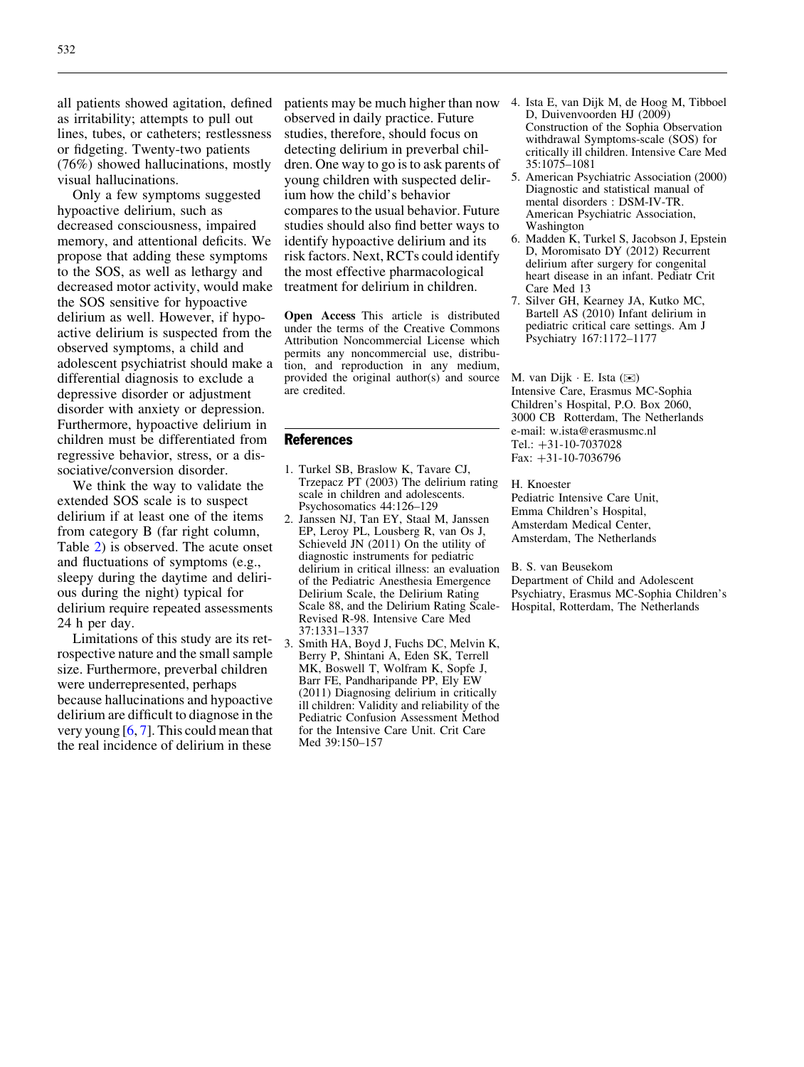all patients showed agitation, defined as irritability; attempts to pull out lines, tubes, or catheters; restlessness or fidgeting. Twenty-two patients (76%) showed hallucinations, mostly visual hallucinations.

Only a few symptoms suggested hypoactive delirium, such as decreased consciousness, impaired memory, and attentional deficits. We propose that adding these symptoms to the SOS, as well as lethargy and decreased motor activity, would make the SOS sensitive for hypoactive delirium as well. However, if hypoactive delirium is suspected from the observed symptoms, a child and adolescent psychiatrist should make a differential diagnosis to exclude a depressive disorder or adjustment disorder with anxiety or depression. Furthermore, hypoactive delirium in children must be differentiated from regressive behavior, stress, or a dissociative/conversion disorder.

We think the way to validate the extended SOS scale is to suspect delirium if at least one of the items from category B (far right column, Table 2) is observed. The acute onset and fluctuations of symptoms (e.g., sleepy during the daytime and delirious during the night) typical for delirium require repeated assessments 24 h per day.

Limitations of this study are its retrospective nature and the small sample size. Furthermore, preverbal children were underrepresented, perhaps because hallucinations and hypoactive delirium are difficult to diagnose in the very young [6, 7]. This could mean that the real incidence of delirium in these patients may be much higher than now observed in daily practice. Future studies, therefore, should focus on detecting delirium in preverbal children. One way to go is to ask parents of young children with suspected delirium how the child's behavior compares to the usual behavior. Future studies should also find better ways to identify hypoactive delirium and its risk factors. Next, RCTs could identify the most effective pharmacological treatment for delirium in children.

**Open Access** This article is distributed under the terms of the Creative Commons Attribution Noncommercial License which permits any noncommercial use, distribution, and reproduction in any medium, provided the original author(s) and source are credited.

## References

1. Turkel SB, Braslow K, Tavare CJ, Trzepacz PT (2003) The delirium rating scale in children and adolescents. Psychosomatics 44:126–129
2. Janssen NJ, Tan EY, Staal M, Janssen EP, Leroy PL, Lousberg R, van Os J, Schieveld JN (2011) On the utility of diagnostic instruments for pediatric delirium in critical illness: an evaluation of the Pediatric Anesthesia Emergence Delirium Scale, the Delirium Rating Scale 88, and the Delirium Rating Scale-Revised R-98. Intensive Care Med 37:1331–1337
3. Smith HA, Boyd J, Fuchs DC, Melvin K, Berry P, Shintani A, Eden SK, Terrell MK, Boswell T, Wolfram K, Sopfe J, Barr FE, Pandharipande PP, Ely EW (2011) Diagnosing delirium in critically ill children: Validity and reliability of the Pediatric Confusion Assessment Method for the Intensive Care Unit. Crit Care Med 39:150–157
4. Ista E, van Dijk M, de Hoog M, Tibboel D, Duivenvoorden HJ (2009) Construction of the Sophia Observation withdrawal Symptoms-scale (SOS) for critically ill children. Intensive Care Med 35:1075–1081
5. American Psychiatric Association (2000) Diagnostic and statistical manual of mental disorders : DSM-IV-TR. American Psychiatric Association, Washington
6. Madden K, Turkel S, Jacobson J, Epstein D, Moromisato DY (2012) Recurrent delirium after surgery for congenital heart disease in an infant. Pediatr Crit Care Med 13
7. Silver GH, Kearney JA, Kutko MC, Bartell AS (2010) Infant delirium in pediatric critical care settings. Am J Psychiatry 167:1172–1177

M. van Dijk · E. Ista (✉)
Intensive Care, Erasmus MC-Sophia Children's Hospital, P.O. Box 2060, 3000 CB Rotterdam, The Netherlands
e-mail: w.ista@erasmusmc.nl
Tel.: +31-10-7037028
Fax: +31-10-7036796

H. Knoester
Pediatric Intensive Care Unit, Emma Children's Hospital, Amsterdam Medical Center, Amsterdam, The Netherlands

B. S. van Beusekom
Department of Child and Adolescent Psychiatry, Erasmus MC-Sophia Children's Hospital, Rotterdam, The Netherlands